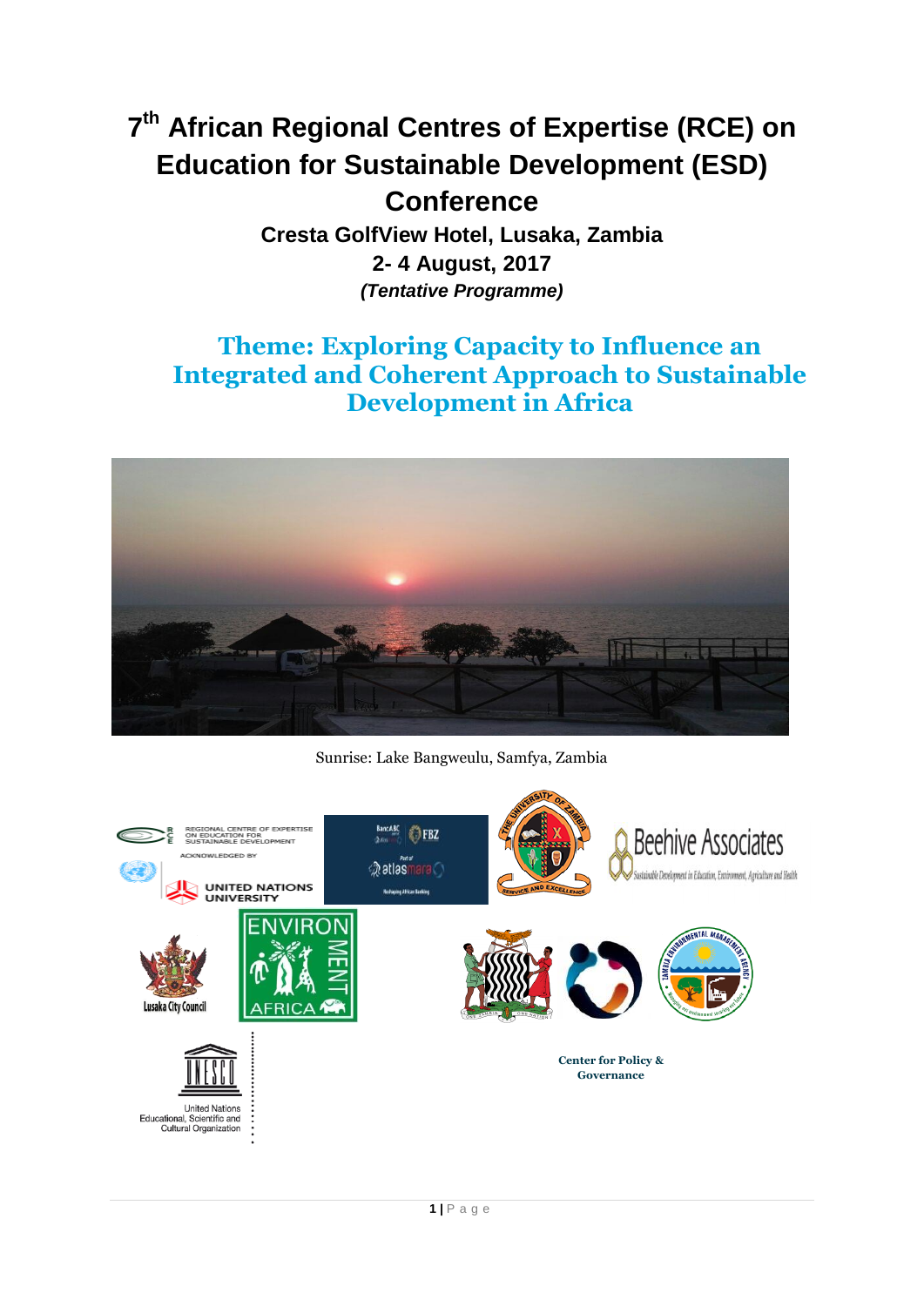# 7th African Regional Centres of Expertise (RCE) on Education for Sustainable Development (ESD) Conference

**Cresta GolfView Hotel, Lusaka, Zambia**

**2- 4 August, 2017**

***(Tentative Programme)***

## Theme: Exploring Capacity to Influence an Integrated and Coherent Approach to Sustainable Development in Africa

Sunrise: Lake Bangweulu, Samfya, Zambia

**Center for Policy & Governance**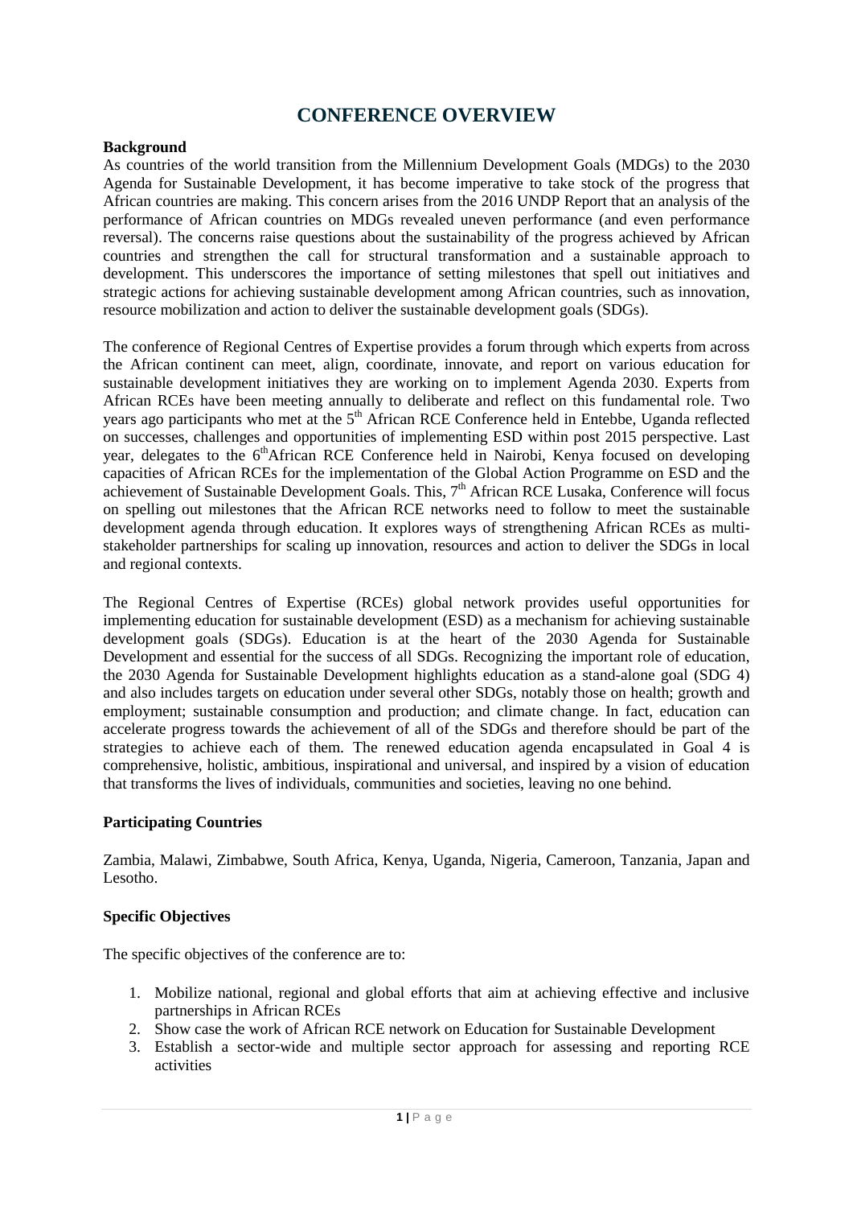# CONFERENCE OVERVIEW

**Background**

As countries of the world transition from the Millennium Development Goals (MDGs) to the 2030 Agenda for Sustainable Development, it has become imperative to take stock of the progress that African countries are making. This concern arises from the 2016 UNDP Report that an analysis of the performance of African countries on MDGs revealed uneven performance (and even performance reversal). The concerns raise questions about the sustainability of the progress achieved by African countries and strengthen the call for structural transformation and a sustainable approach to development. This underscores the importance of setting milestones that spell out initiatives and strategic actions for achieving sustainable development among African countries, such as innovation, resource mobilization and action to deliver the sustainable development goals (SDGs).

The conference of Regional Centres of Expertise provides a forum through which experts from across the African continent can meet, align, coordinate, innovate, and report on various education for sustainable development initiatives they are working on to implement Agenda 2030. Experts from African RCEs have been meeting annually to deliberate and reflect on this fundamental role. Two years ago participants who met at the 5th African RCE Conference held in Entebbe, Uganda reflected on successes, challenges and opportunities of implementing ESD within post 2015 perspective. Last year, delegates to the 6thAfrican RCE Conference held in Nairobi, Kenya focused on developing capacities of African RCEs for the implementation of the Global Action Programme on ESD and the achievement of Sustainable Development Goals. This, 7th African RCE Lusaka, Conference will focus on spelling out milestones that the African RCE networks need to follow to meet the sustainable development agenda through education. It explores ways of strengthening African RCEs as multi-stakeholder partnerships for scaling up innovation, resources and action to deliver the SDGs in local and regional contexts.

The Regional Centres of Expertise (RCEs) global network provides useful opportunities for implementing education for sustainable development (ESD) as a mechanism for achieving sustainable development goals (SDGs). Education is at the heart of the 2030 Agenda for Sustainable Development and essential for the success of all SDGs. Recognizing the important role of education, the 2030 Agenda for Sustainable Development highlights education as a stand-alone goal (SDG 4) and also includes targets on education under several other SDGs, notably those on health; growth and employment; sustainable consumption and production; and climate change. In fact, education can accelerate progress towards the achievement of all of the SDGs and therefore should be part of the strategies to achieve each of them. The renewed education agenda encapsulated in Goal 4 is comprehensive, holistic, ambitious, inspirational and universal, and inspired by a vision of education that transforms the lives of individuals, communities and societies, leaving no one behind.

**Participating Countries**

Zambia, Malawi, Zimbabwe, South Africa, Kenya, Uganda, Nigeria, Cameroon, Tanzania, Japan and Lesotho.

**Specific Objectives**

The specific objectives of the conference are to:

1. Mobilize national, regional and global efforts that aim at achieving effective and inclusive partnerships in African RCEs
2. Show case the work of African RCE network on Education for Sustainable Development
3. Establish a sector-wide and multiple sector approach for assessing and reporting RCE activities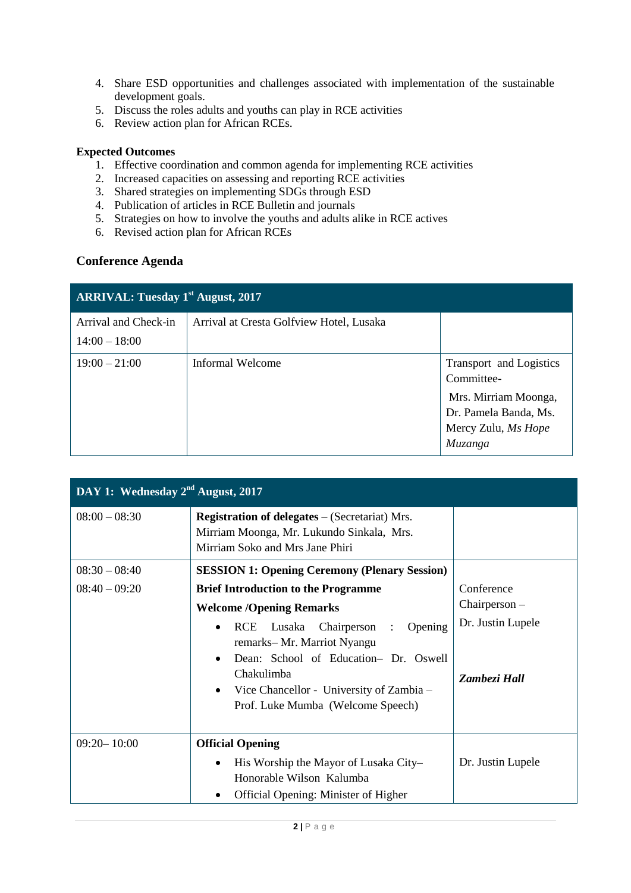4. Share ESD opportunities and challenges associated with implementation of the sustainable development goals.
5. Discuss the roles adults and youths can play in RCE activities
6. Review action plan for African RCEs.

**Expected Outcomes**

1. Effective coordination and common agenda for implementing RCE activities
2. Increased capacities on assessing and reporting RCE activities
3. Shared strategies on implementing SDGs through ESD
4. Publication of articles in RCE Bulletin and journals
5. Strategies on how to involve the youths and adults alike in RCE actives
6. Revised action plan for African RCEs

## Conference Agenda

| **ARRIVAL: Tuesday 1st August, 2017** | | |
|---|---|---|
| Arrival and Check-in<br>14:00 – 18:00 | Arrival at Cresta Golfview Hotel, Lusaka | |
| 19:00 – 21:00 | Informal Welcome | Transport and Logistics Committee-<br>Mrs. Mirriam Moonga, Dr. Pamela Banda, Ms. Mercy Zulu, *Ms Hope Muzanga* |

| **DAY 1: Wednesday 2nd August, 2017** | | |
|---|---|---|
| 08:00 – 08:30 | **Registration of delegates** – (Secretariat) Mrs. Mirriam Moonga, Mr. Lukundo Sinkala, Mrs. Mirriam Soko and Mrs Jane Phiri | |
| 08:30 – 08:40<br>08:40 – 09:20 | **SESSION 1: Opening Ceremony (Plenary Session)**<br>**Brief Introduction to the Programme**<br>**Welcome /Opening Remarks**<br>• RCE Lusaka Chairperson : Opening remarks– Mr. Marriot Nyangu<br>• Dean: School of Education– Dr. Oswell Chakulimba<br>• Vice Chancellor - University of Zambia – Prof. Luke Mumba (Welcome Speech) | Conference Chairperson – Dr. Justin Lupele<br><br>***Zambezi Hall*** |
| 09:20– 10:00 | **Official Opening**<br>• His Worship the Mayor of Lusaka City– Honorable Wilson Kalumba<br>• Official Opening: Minister of Higher | Dr. Justin Lupele |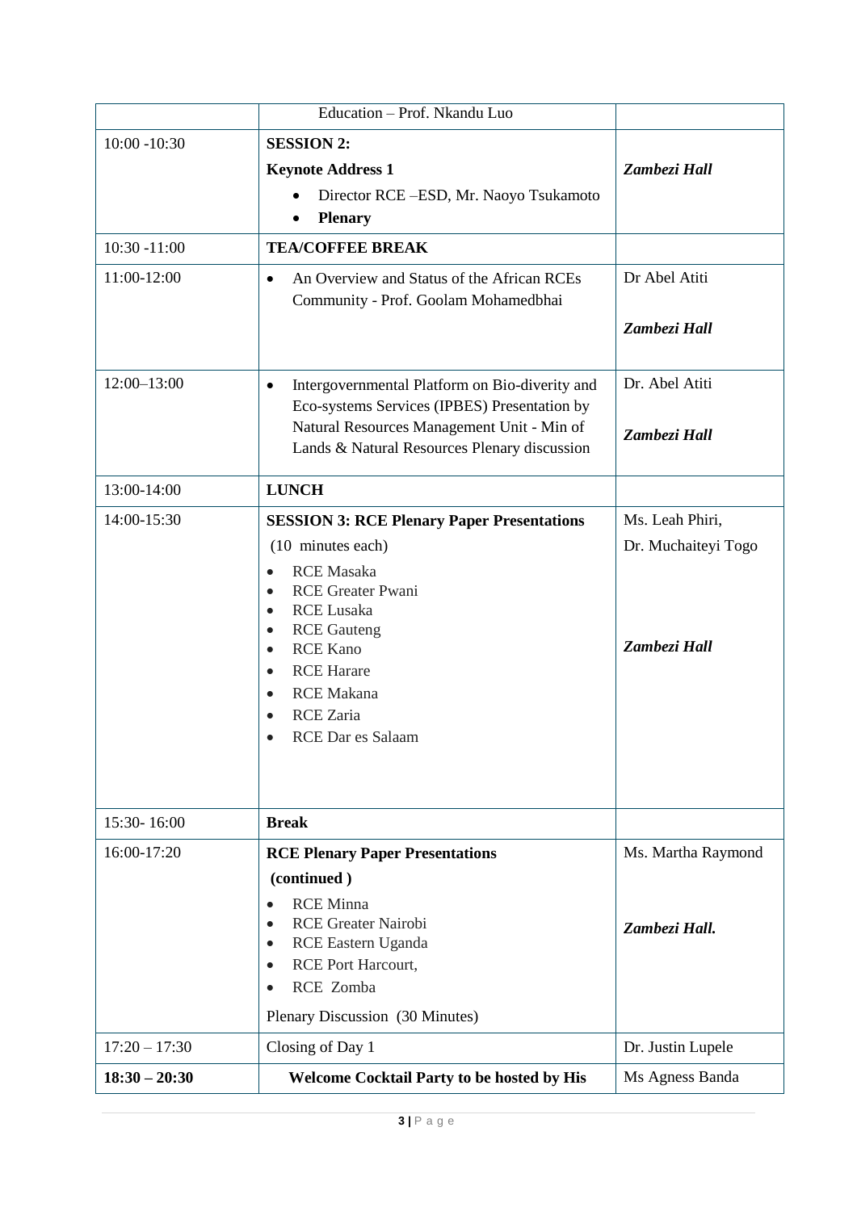| | | |
|---|---|---|
| | Education – Prof. Nkandu Luo | |
| 10:00 -10:30 | **SESSION 2:**<br>**Keynote Address 1**<br>• Director RCE –ESD, Mr. Naoyo Tsukamoto<br>• **Plenary** | ***Zambezi Hall*** |
| 10:30 -11:00 | **TEA/COFFEE BREAK** | |
| 11:00-12:00 | • An Overview and Status of the African RCEs Community - Prof. Goolam Mohamedbhai | Dr Abel Atiti<br><br>***Zambezi Hall*** |
| 12:00–13:00 | • Intergovernmental Platform on Bio-diverity and Eco-systems Services (IPBES) Presentation by Natural Resources Management Unit - Min of Lands & Natural Resources Plenary discussion | Dr. Abel Atiti<br><br>***Zambezi Hall*** |
| 13:00-14:00 | **LUNCH** | |
| 14:00-15:30 | **SESSION 3: RCE Plenary Paper Presentations**<br>(10 minutes each)<br>• RCE Masaka<br>• RCE Greater Pwani<br>• RCE Lusaka<br>• RCE Gauteng<br>• RCE Kano<br>• RCE Harare<br>• RCE Makana<br>• RCE Zaria<br>• RCE Dar es Salaam | Ms. Leah Phiri,<br>Dr. Muchaiteyi Togo<br><br>***Zambezi Hall*** |
| 15:30- 16:00 | **Break** | |
| 16:00-17:20 | **RCE Plenary Paper Presentations**<br>**(continued )**<br>• RCE Minna<br>• RCE Greater Nairobi<br>• RCE Eastern Uganda<br>• RCE Port Harcourt,<br>• RCE Zomba<br><br>Plenary Discussion (30 Minutes) | Ms. Martha Raymond<br><br>***Zambezi Hall.*** |
| 17:20 – 17:30 | Closing of Day 1 | Dr. Justin Lupele |
| **18:30 – 20:30** | **Welcome Cocktail Party to be hosted by His** | Ms Agness Banda |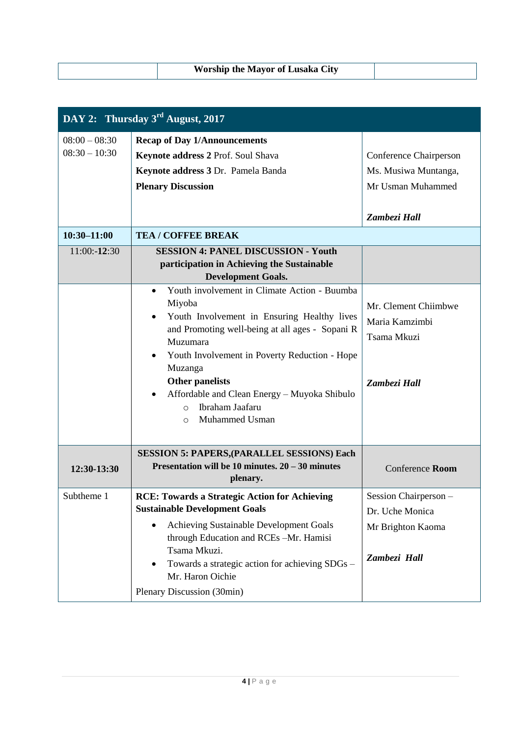| | **Worship the Mayor of Lusaka City** | |
|---|---|---|

| **DAY 2: Thursday 3rd August, 2017** | | |
|---|---|---|
| 08:00 – 08:30<br>08:30 – 10:30 | **Recap of Day 1/Announcements**<br>**Keynote address 2** Prof. Soul Shava<br>**Keynote address 3** Dr. Pamela Banda<br>**Plenary Discussion** | Conference Chairperson<br>Ms. Musiwa Muntanga,<br>Mr Usman Muhammed<br><br>***Zambezi Hall*** |
| **10:30–11:00** | **TEA / COFFEE BREAK** | |
| 11:00:-**12**:30 | **SESSION 4: PANEL DISCUSSION - Youth participation in Achieving the Sustainable Development Goals.** | |
| | • Youth involvement in Climate Action - Buumba Miyoba<br>• Youth Involvement in Ensuring Healthy lives and Promoting well-being at all ages - Sopani R Muzumara<br>• Youth Involvement in Poverty Reduction - Hope Muzanga<br>**Other panelists**<br>• Affordable and Clean Energy – Muyoka Shibulo<br>  ○ Ibraham Jaafaru<br>  ○ Muhammed Usman | Mr. Clement Chiimbwe<br>Maria Kamzimbi<br>Tsama Mkuzi<br><br>***Zambezi Hall*** |
| **12:30-13:30** | **SESSION 5: PAPERS,(PARALLEL SESSIONS) Each Presentation will be 10 minutes. 20 – 30 minutes plenary.** | Conference **Room** |
| Subtheme 1 | **RCE: Towards a Strategic Action for Achieving Sustainable Development Goals**<br>• Achieving Sustainable Development Goals through Education and RCEs –Mr. Hamisi Tsama Mkuzi.<br>• Towards a strategic action for achieving SDGs – Mr. Haron Oichie<br>Plenary Discussion (30min) | Session Chairperson – Dr. Uche Monica<br>Mr Brighton Kaoma<br><br>***Zambezi Hall*** |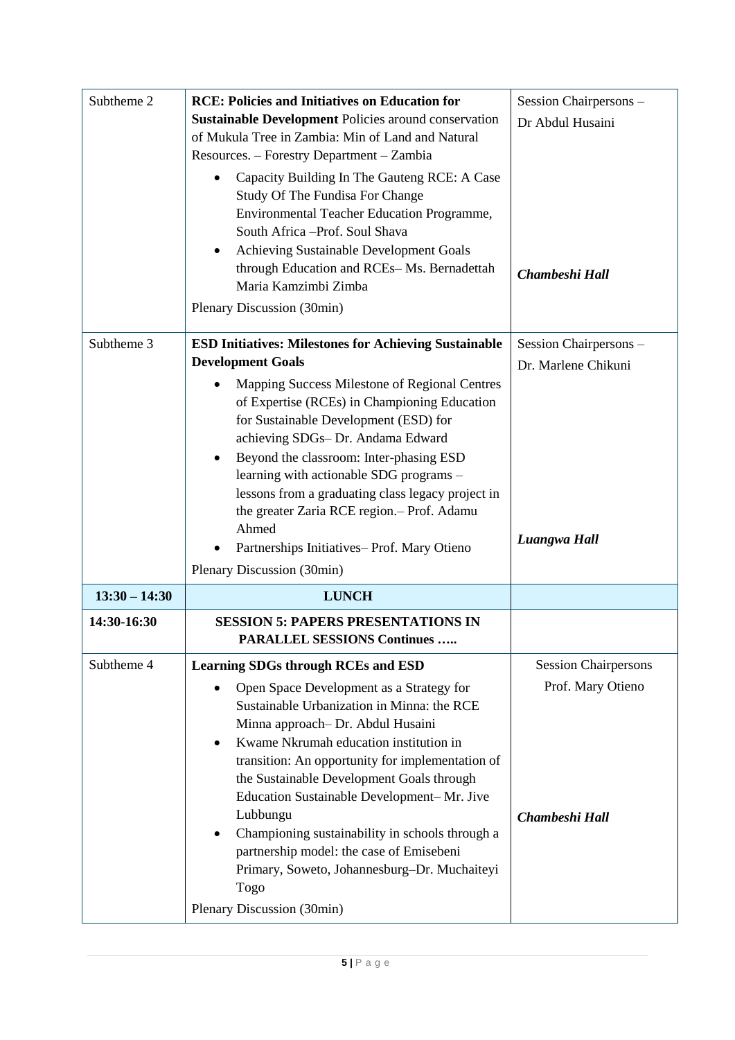| | | |
|---|---|---|
| Subtheme 2 | **RCE: Policies and Initiatives on Education for Sustainable Development** Policies around conservation of Mukula Tree in Zambia: Min of Land and Natural Resources. – Forestry Department – Zambia<br>• Capacity Building In The Gauteng RCE: A Case Study Of The Fundisa For Change Environmental Teacher Education Programme, South Africa –Prof. Soul Shava<br>• Achieving Sustainable Development Goals through Education and RCEs– Ms. Bernadettah Maria Kamzimbi Zimba<br>Plenary Discussion (30min) | Session Chairpersons – Dr Abdul Husaini<br>***Chambeshi Hall*** |
| Subtheme 3 | **ESD Initiatives: Milestones for Achieving Sustainable Development Goals**<br>• Mapping Success Milestone of Regional Centres of Expertise (RCEs) in Championing Education for Sustainable Development (ESD) for achieving SDGs– Dr. Andama Edward<br>• Beyond the classroom: Inter-phasing ESD learning with actionable SDG programs – lessons from a graduating class legacy project in the greater Zaria RCE region.– Prof. Adamu Ahmed<br>• Partnerships Initiatives– Prof. Mary Otieno<br>Plenary Discussion (30min) | Session Chairpersons – Dr. Marlene Chikuni<br>***Luangwa Hall*** |
| **13:30 – 14:30** | **LUNCH** | |
| **14:30-16:30** | **SESSION 5: PAPERS PRESENTATIONS IN PARALLEL SESSIONS Continues …..** | |
| Subtheme 4 | **Learning SDGs through RCEs and ESD**<br>• Open Space Development as a Strategy for Sustainable Urbanization in Minna: the RCE Minna approach– Dr. Abdul Husaini<br>• Kwame Nkrumah education institution in transition: An opportunity for implementation of the Sustainable Development Goals through Education Sustainable Development– Mr. Jive Lubbungu<br>• Championing sustainability in schools through a partnership model: the case of Emisebeni Primary, Soweto, Johannesburg–Dr. Muchaiteyi Togo<br>Plenary Discussion (30min) | Session Chairpersons Prof. Mary Otieno<br>***Chambeshi Hall*** |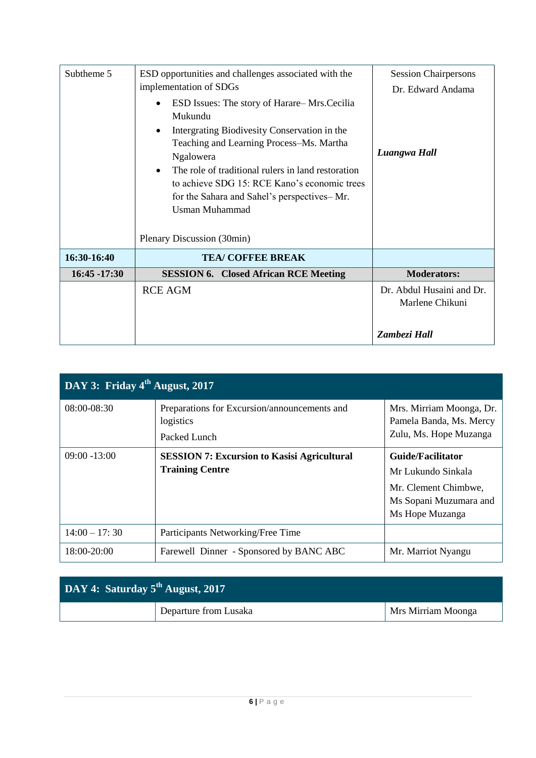| | | |
|---|---|---|
| Subtheme 5 | ESD opportunities and challenges associated with the implementation of SDGs<br>• ESD Issues: The story of Harare– Mrs.Cecilia Mukundu<br>• Intergrating Biodivesity Conservation in the Teaching and Learning Process–Ms. Martha Ngalowera<br>• The role of traditional rulers in land restoration to achieve SDG 15: RCE Kano's economic trees for the Sahara and Sahel's perspectives– Mr. Usman Muhammad<br><br>Plenary Discussion (30min) | Session Chairpersons<br>Dr. Edward Andama<br><br>***Luangwa Hall*** |
| **16:30-16:40** | **TEA/ COFFEE BREAK** | |
| **16:45 -17:30** | **SESSION 6. Closed African RCE Meeting** | **Moderators:** |
| | RCE AGM | Dr. Abdul Husaini and Dr. Marlene Chikuni<br><br>***Zambezi Hall*** |

| **DAY 3: Friday 4th August, 2017** | | |
|---|---|---|
| 08:00-08:30 | Preparations for Excursion/announcements and logistics<br>Packed Lunch | Mrs. Mirriam Moonga, Dr. Pamela Banda, Ms. Mercy Zulu, Ms. Hope Muzanga |
| 09:00 -13:00 | **SESSION 7: Excursion to Kasisi Agricultural Training Centre** | **Guide/Facilitator**<br>Mr Lukundo Sinkala<br>Mr. Clement Chimbwe, Ms Sopani Muzumara and Ms Hope Muzanga |
| 14:00 – 17: 30 | Participants Networking/Free Time | |
| 18:00-20:00 | Farewell Dinner - Sponsored by BANC ABC | Mr. Marriot Nyangu |

| **DAY 4: Saturday 5th August, 2017** | | |
|---|---|---|
| | Departure from Lusaka | Mrs Mirriam Moonga |